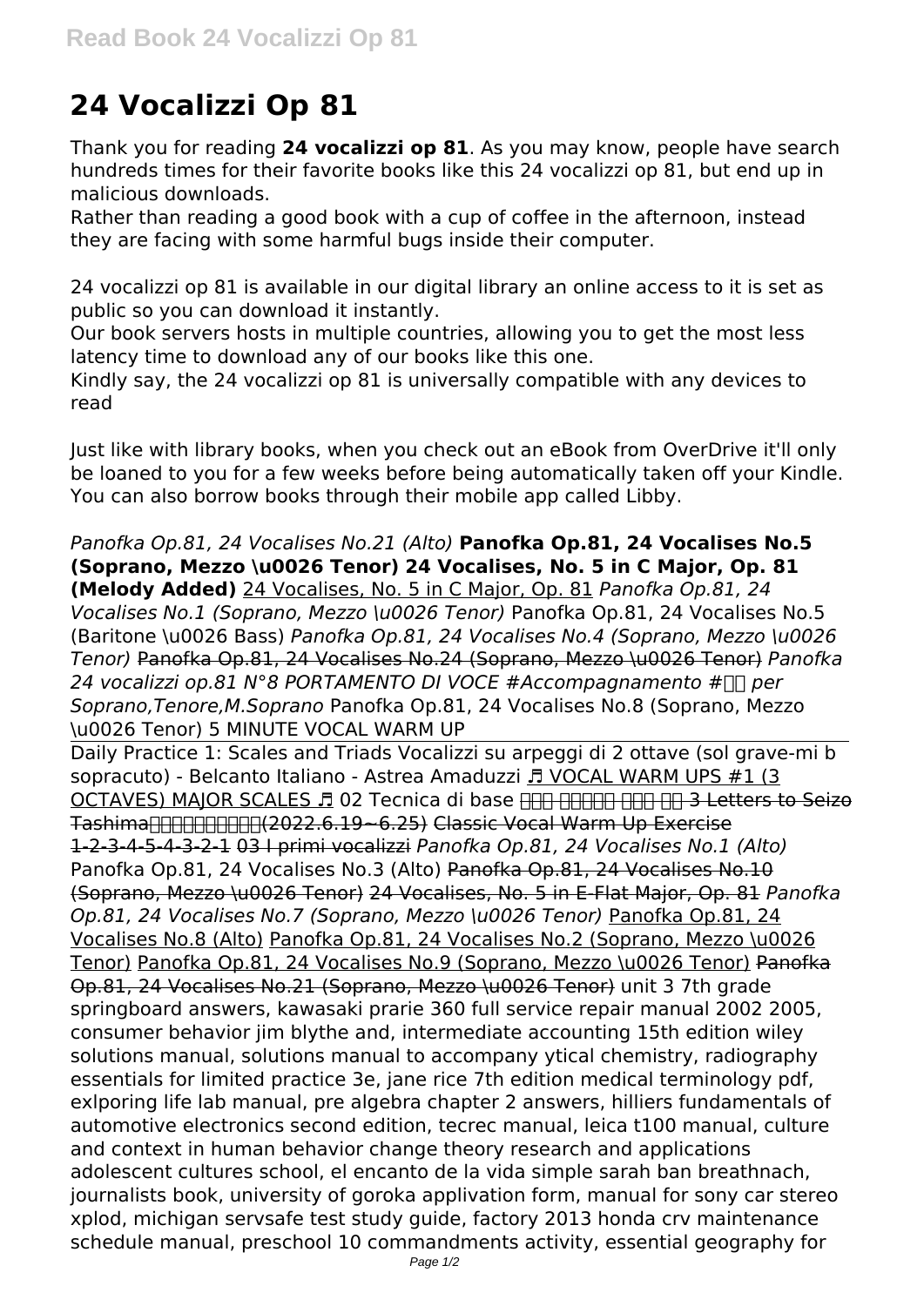# 24 Vocalizzi Op 81

Thank you for reading **24 vocalizzi op 81**. As you may know, people have search hundreds times for their favorite books like this 24 vocalizzi op 81, but end up in malicious downloads.

Rather than reading a good book with a cup of coffee in the afternoon, instead they are facing with some harmful bugs inside their computer.

24 vocalizzi op 81 is available in our digital library an online access to it is set as public so you can download it instantly.

Our book servers hosts in multiple countries, allowing you to get the most less latency time to download any of our books like this one.

Kindly say, the 24 vocalizzi op 81 is universally compatible with any devices to read

Just like with library books, when you check out an eBook from OverDrive it'll only be loaned to you for a few weeks before being automatically taken off your Kindle. You can also borrow books through their mobile app called Libby.

*Panofka Op.81, 24 Vocalises No.21 (Alto)* **Panofka Op.81, 24 Vocalises No.5 (Soprano, Mezzo \u0026 Tenor) 24 Vocalises, No. 5 in C Major, Op. 81 (Melody Added)** 24 Vocalises, No. 5 in C Major, Op. 81 *Panofka Op.81, 24 Vocalises No.1 (Soprano, Mezzo \u0026 Tenor)* Panofka Op.81, 24 Vocalises No.5 (Baritone \u0026 Bass) *Panofka Op.81, 24 Vocalises No.4 (Soprano, Mezzo \u0026 Tenor)* ~~Panofka Op.81, 24 Vocalises No.24 (Soprano, Mezzo \u0026 Tenor)~~ *Panofka 24 vocalizzi op.81 N°8 PORTAMENTO DI VOCE #Accompagnamento #□□ per Soprano,Tenore,M.Soprano* Panofka Op.81, 24 Vocalises No.8 (Soprano, Mezzo \u0026 Tenor) 5 MINUTE VOCAL WARM UP

Daily Practice 1: Scales and Triads Vocalizzi su arpeggi di 2 ottave (sol grave-mi b sopracuto) - Belcanto Italiano - Astrea Amaduzzi ♬ VOCAL WARM UPS #1 (3 OCTAVES) MAJOR SCALES ♬ 02 Tecnica di base ~~□□□ □□□□□ □□□ □□ 3 Letters to Seizo Tashima□□□□□□□□□(2022.6.19~6.25) Classic Vocal Warm Up Exercise 1-2-3-4-5-4-3-2-1~~ 03 I primi vocalizzi *Panofka Op.81, 24 Vocalises No.1 (Alto)* Panofka Op.81, 24 Vocalises No.3 (Alto) ~~Panofka Op.81, 24 Vocalises No.10 (Soprano, Mezzo \u0026 Tenor)~~ 24 Vocalises, No. 5 in E-Flat Major, Op. 81 *Panofka Op.81, 24 Vocalises No.7 (Soprano, Mezzo \u0026 Tenor)* Panofka Op.81, 24 Vocalises No.8 (Alto) Panofka Op.81, 24 Vocalises No.2 (Soprano, Mezzo \u0026 Tenor) Panofka Op.81, 24 Vocalises No.9 (Soprano, Mezzo \u0026 Tenor) ~~Panofka Op.81, 24 Vocalises No.21 (Soprano, Mezzo \u0026 Tenor)~~ unit 3 7th grade springboard answers, kawasaki prarie 360 full service repair manual 2002 2005, consumer behavior jim blythe and, intermediate accounting 15th edition wiley solutions manual, solutions manual to accompany ytical chemistry, radiography essentials for limited practice 3e, jane rice 7th edition medical terminology pdf, exlporing life lab manual, pre algebra chapter 2 answers, hilliers fundamentals of automotive electronics second edition, tecrec manual, leica t100 manual, culture and context in human behavior change theory research and applications adolescent cultures school, el encanto de la vida simple sarah ban breathnach, journalists book, university of goroka applivation form, manual for sony car stereo xplod, michigan servsafe test study guide, factory 2013 honda crv maintenance schedule manual, preschool 10 commandments activity, essential geography for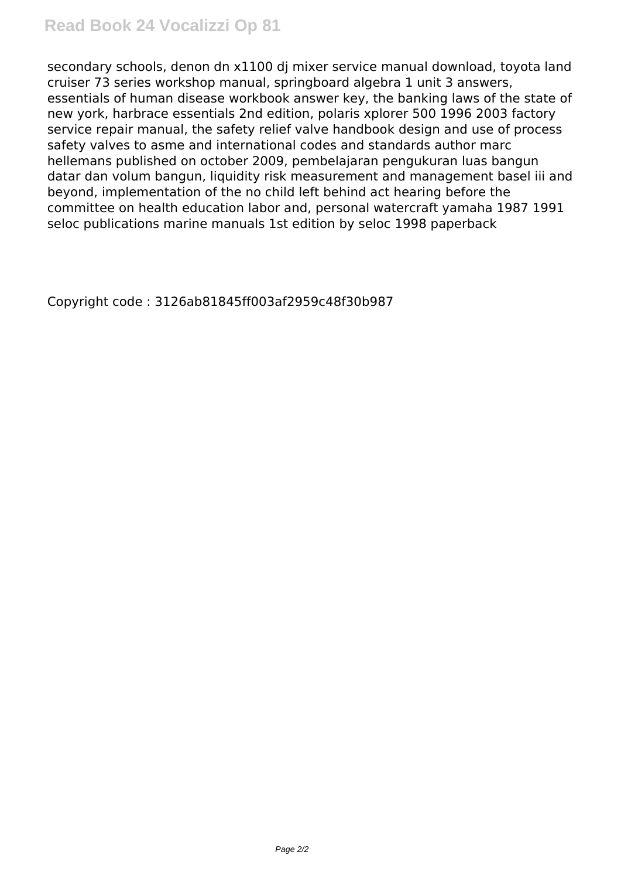secondary schools, denon dn x1100 dj mixer service manual download, toyota land cruiser 73 series workshop manual, springboard algebra 1 unit 3 answers, essentials of human disease workbook answer key, the banking laws of the state of new york, harbrace essentials 2nd edition, polaris xplorer 500 1996 2003 factory service repair manual, the safety relief valve handbook design and use of process safety valves to asme and international codes and standards author marc hellemans published on october 2009, pembelajaran pengukuran luas bangun datar dan volum bangun, liquidity risk measurement and management basel iii and beyond, implementation of the no child left behind act hearing before the committee on health education labor and, personal watercraft yamaha 1987 1991 seloc publications marine manuals 1st edition by seloc 1998 paperback

Copyright code : 3126ab81845ff003af2959c48f30b987